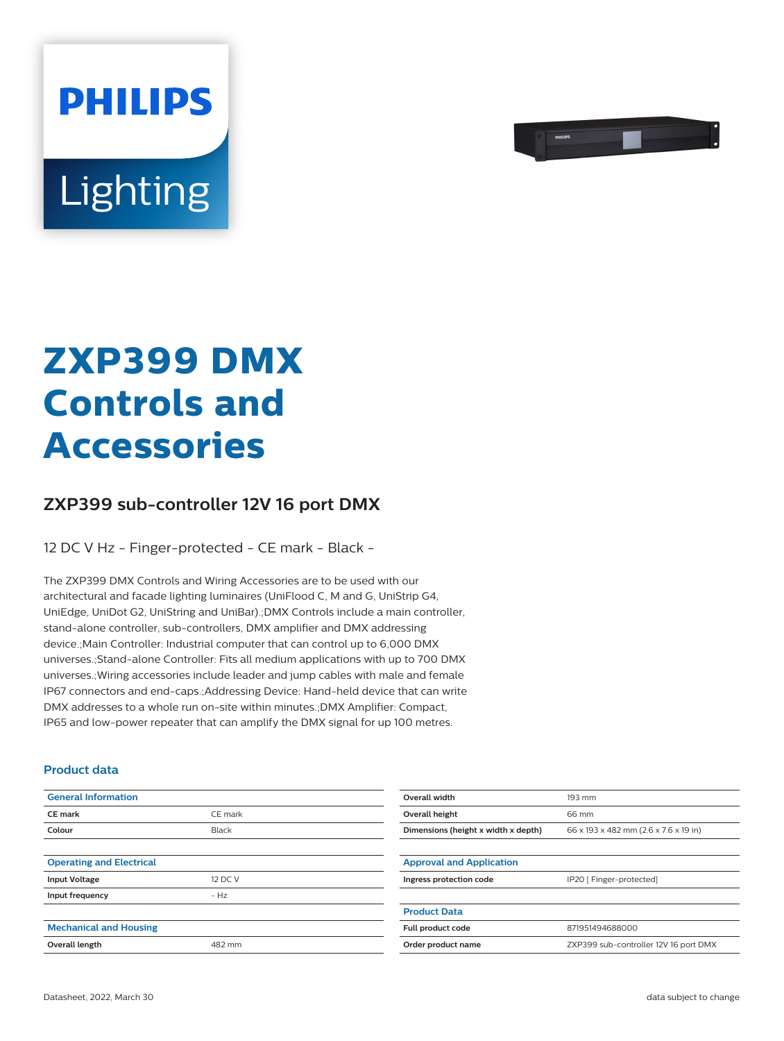PHILIPS

Lighting

# ZXP399 DMX Controls and Accessories

## ZXP399 sub-controller 12V 16 port DMX

12 DC V Hz - Finger-protected - CE mark - Black -

The ZXP399 DMX Controls and Wiring Accessories are to be used with our architectural and facade lighting luminaires (UniFlood C, M and G, UniStrip G4, UniEdge, UniDot G2, UniString and UniBar).;DMX Controls include a main controller, stand-alone controller, sub-controllers, DMX amplifier and DMX addressing device.;Main Controller: Industrial computer that can control up to 6,000 DMX universes.;Stand-alone Controller: Fits all medium applications with up to 700 DMX universes.;Wiring accessories include leader and jump cables with male and female IP67 connectors and end-caps.;Addressing Device: Hand-held device that can write DMX addresses to a whole run on-site within minutes.;DMX Amplifier: Compact, IP65 and low-power repeater that can amplify the DMX signal for up 100 metres.

### Product data

| General Information | |
|---|---|
| CE mark | CE mark |
| Colour | Black |

| Operating and Electrical | |
|---|---|
| Input Voltage | 12 DC V |
| Input frequency | - Hz |

| Mechanical and Housing | |
|---|---|
| Overall length | 482 mm |
| Overall width | 193 mm |
| Overall height | 66 mm |
| Dimensions (height x width x depth) | 66 x 193 x 482 mm (2.6 x 7.6 x 19 in) |

| Approval and Application | |
|---|---|
| Ingress protection code | IP20 [ Finger-protected] |

| Product Data | |
|---|---|
| Full product code | 871951494688000 |
| Order product name | ZXP399 sub-controller 12V 16 port DMX |

Datasheet, 2022, March 30

data subject to change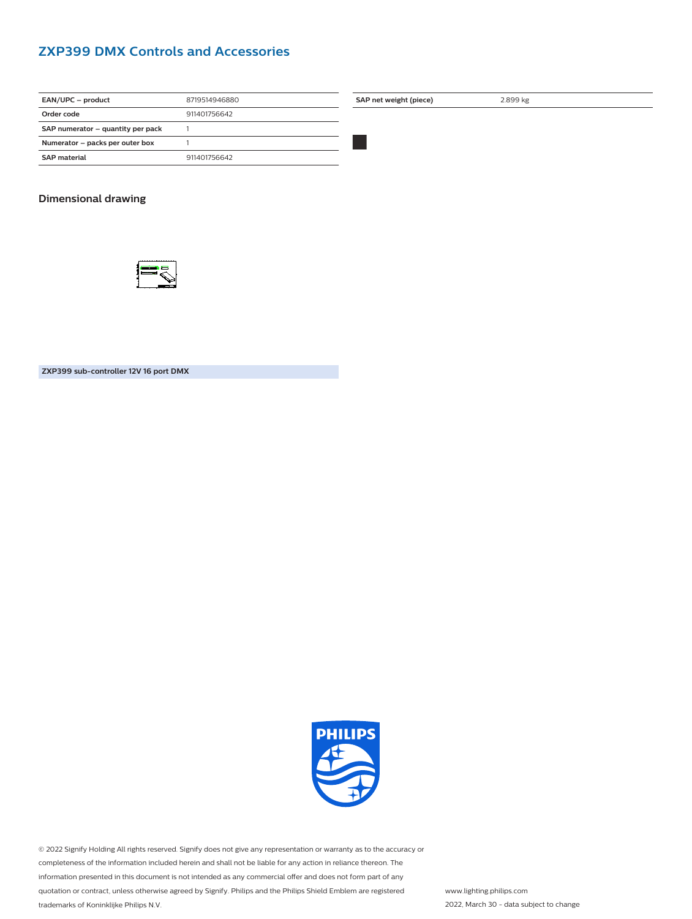## ZXP399 DMX Controls and Accessories

| | |
|---|---|
| EAN/UPC – product | 8719514946880 |
| Order code | 911401756642 |
| SAP numerator – quantity per pack | 1 |
| Numerator – packs per outer box | 1 |
| SAP material | 911401756642 |
| SAP net weight (piece) | 2.899 kg |

### Dimensional drawing

**ZXP399 sub-controller 12V 16 port DMX**

© 2022 Signify Holding All rights reserved. Signify does not give any representation or warranty as to the accuracy or completeness of the information included herein and shall not be liable for any action in reliance thereon. The information presented in this document is not intended as any commercial offer and does not form part of any quotation or contract, unless otherwise agreed by Signify. Philips and the Philips Shield Emblem are registered trademarks of Koninklijke Philips N.V.

www.lighting.philips.com

2022, March 30 - data subject to change